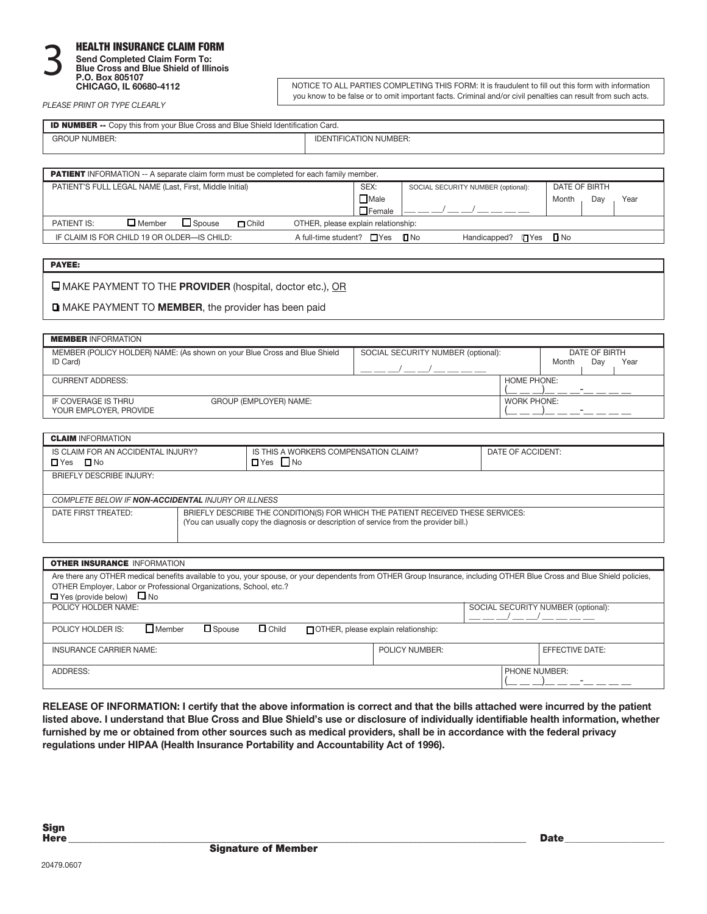# 3 HEALTH INSURANCE CLAIM FORM

**Send Completed Claim Form To:**
**Blue Cross and Blue Shield of Illinois**
**P.O. Box 805107**
**CHICAGO, IL 60680-4112**

NOTICE TO ALL PARTIES COMPLETING THIS FORM: It is fraudulent to fill out this form with information you know to be false or to omit important facts. Criminal and/or civil penalties can result from such acts.

*PLEASE PRINT OR TYPE CLEARLY*

| **ID NUMBER --** Copy this from your Blue Cross and Blue Shield Identification Card. | |
|---|---|
| GROUP NUMBER: | IDENTIFICATION NUMBER: |

**PATIENT** INFORMATION -- A separate claim form must be completed for each family member.

| PATIENT'S FULL LEGAL NAME (Last, First, Middle Initial) | SEX: ☐ Male ☐ Female | SOCIAL SECURITY NUMBER (optional): \_\_ \_\_ \_\_/ \_\_ \_\_/ \_\_ \_\_ \_\_ \_\_ | DATE OF BIRTH Month Day Year |
|---|---|---|---|

PATIENT IS: ☐ Member ☐ Spouse ☐ Child OTHER, please explain relationship:

IF CLAIM IS FOR CHILD 19 OR OLDER—IS CHILD: A full-time student? ☐ Yes ☐ No Handicapped? ☐ Yes ☐ No

**PAYEE:**

☐ MAKE PAYMENT TO THE **PROVIDER** (hospital, doctor etc.), OR

☐ MAKE PAYMENT TO **MEMBER**, the provider has been paid

**MEMBER** INFORMATION

| MEMBER (POLICY HOLDER) NAME: (As shown on your Blue Cross and Blue Shield ID Card) | SOCIAL SECURITY NUMBER (optional): \_\_ \_\_ \_\_/ \_\_ \_\_/ \_\_ \_\_ \_\_ \_\_ | DATE OF BIRTH Month Day Year |
|---|---|---|
| CURRENT ADDRESS: | | HOME PHONE: (\_\_ \_\_ \_\_)\_\_ \_\_ \_\_-\_\_ \_\_ \_\_ \_\_ |
| IF COVERAGE IS THRU YOUR EMPLOYER, PROVIDE | GROUP (EMPLOYER) NAME: | WORK PHONE: (\_\_ \_\_ \_\_)\_\_ \_\_ \_\_-\_\_ \_\_ \_\_ \_\_ |

**CLAIM** INFORMATION

| IS CLAIM FOR AN ACCIDENTAL INJURY? ☐ Yes ☐ No | IS THIS A WORKERS COMPENSATION CLAIM? ☐ Yes ☐ No | DATE OF ACCIDENT: |
|---|---|---|
| BRIEFLY DESCRIBE INJURY: | | |

*COMPLETE BELOW IF **NON-ACCIDENTAL** INJURY OR ILLNESS*

| DATE FIRST TREATED: | BRIEFLY DESCRIBE THE CONDITION(S) FOR WHICH THE PATIENT RECEIVED THESE SERVICES: (You can usually copy the diagnosis or description of service from the provider bill.) |
|---|---|

**OTHER INSURANCE** INFORMATION

Are there any OTHER medical benefits available to you, your spouse, or your dependents from OTHER Group Insurance, including OTHER Blue Cross and Blue Shield policies, OTHER Employer, Labor or Professional Organizations, School, etc.?
☐ Yes (provide below) ☐ No

| POLICY HOLDER NAME: | | SOCIAL SECURITY NUMBER (optional): \_\_ \_\_ \_\_/ \_\_ \_\_/ \_\_ \_\_ \_\_ \_\_ |
|---|---|---|
| POLICY HOLDER IS: ☐ Member ☐ Spouse ☐ Child ☐ OTHER, please explain relationship: | | |
| INSURANCE CARRIER NAME: | POLICY NUMBER: | EFFECTIVE DATE: |
| ADDRESS: | | PHONE NUMBER: (\_\_ \_\_ \_\_)\_\_ \_\_ \_\_-\_\_ \_\_ \_\_ \_\_ |

**RELEASE OF INFORMATION: I certify that the above information is correct and that the bills attached were incurred by the patient listed above. I understand that Blue Cross and Blue Shield's use or disclosure of individually identifiable health information, whether furnished by me or obtained from other sources such as medical providers, shall be in accordance with the federal privacy regulations under HIPAA (Health Insurance Portability and Accountability Act of 1996).**

**Sign Here** \_\_\_\_\_\_\_\_\_\_\_\_\_\_\_\_\_\_\_\_\_\_\_\_\_\_\_\_\_\_\_\_\_\_\_\_\_\_\_\_ **Date** \_\_\_\_\_\_\_\_\_\_\_\_\_\_\_\_
**Signature of Member**

20479.0607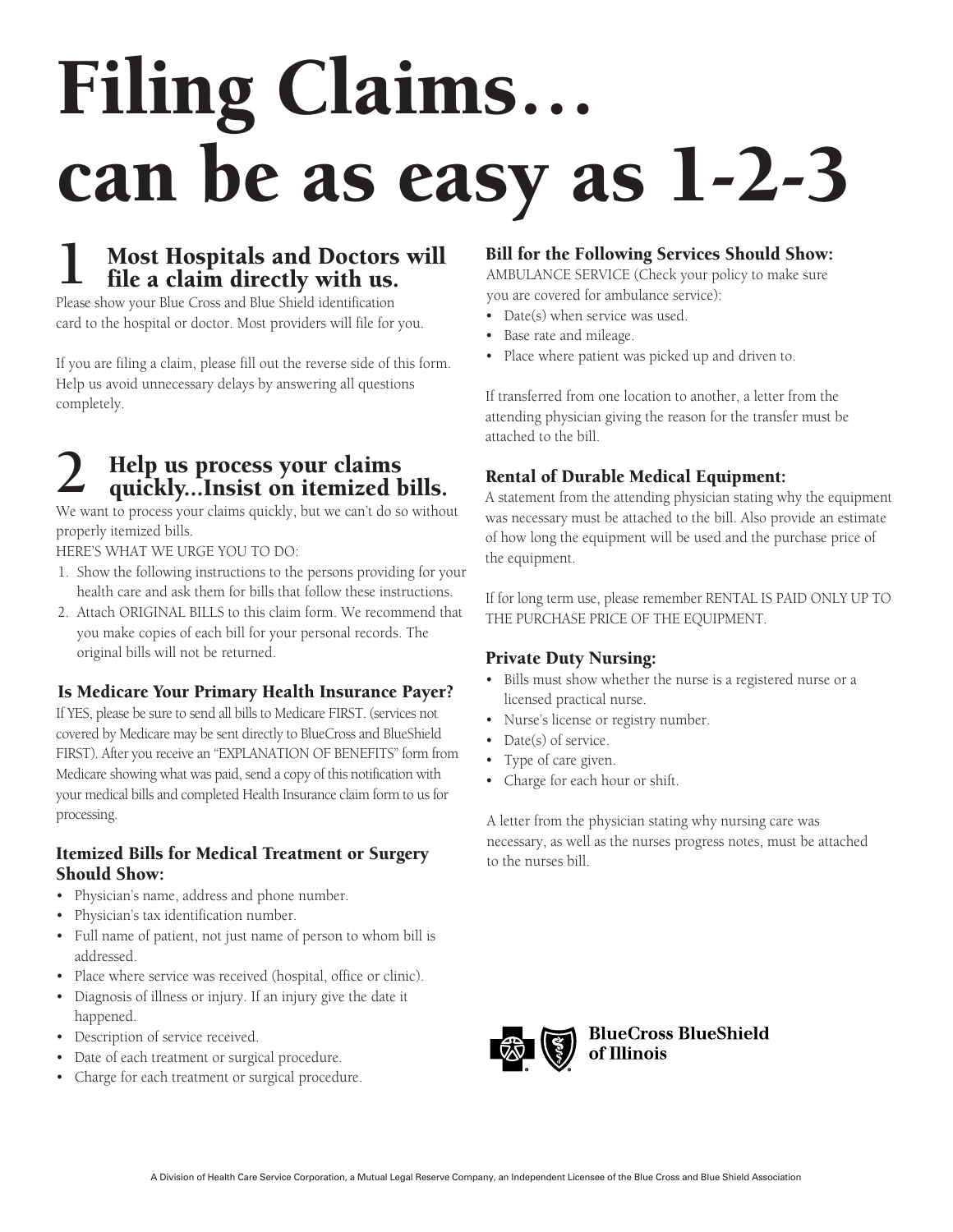# Filing Claims… can be as easy as 1-2-3

## 1 Most Hospitals and Doctors will file a claim directly with us.

Please show your Blue Cross and Blue Shield identification card to the hospital or doctor. Most providers will file for you.

If you are filing a claim, please fill out the reverse side of this form. Help us avoid unnecessary delays by answering all questions completely.

## 2 Help us process your claims quickly...Insist on itemized bills.

We want to process your claims quickly, but we can't do so without properly itemized bills.

HERE'S WHAT WE URGE YOU TO DO:

1. Show the following instructions to the persons providing for your health care and ask them for bills that follow these instructions.
2. Attach ORIGINAL BILLS to this claim form. We recommend that you make copies of each bill for your personal records. The original bills will not be returned.

### Is Medicare Your Primary Health Insurance Payer?

If YES, please be sure to send all bills to Medicare FIRST. (services not covered by Medicare may be sent directly to BlueCross and BlueShield FIRST). After you receive an "EXPLANATION OF BENEFITS" form from Medicare showing what was paid, send a copy of this notification with your medical bills and completed Health Insurance claim form to us for processing.

### Itemized Bills for Medical Treatment or Surgery Should Show:

- Physician's name, address and phone number.
- Physician's tax identification number.
- Full name of patient, not just name of person to whom bill is addressed.
- Place where service was received (hospital, office or clinic).
- Diagnosis of illness or injury. If an injury give the date it happened.
- Description of service received.
- Date of each treatment or surgical procedure.
- Charge for each treatment or surgical procedure.

### Bill for the Following Services Should Show:

AMBULANCE SERVICE (Check your policy to make sure you are covered for ambulance service):

- Date(s) when service was used.
- Base rate and mileage.
- Place where patient was picked up and driven to.

If transferred from one location to another, a letter from the attending physician giving the reason for the transfer must be attached to the bill.

### Rental of Durable Medical Equipment:

A statement from the attending physician stating why the equipment was necessary must be attached to the bill. Also provide an estimate of how long the equipment will be used and the purchase price of the equipment.

If for long term use, please remember RENTAL IS PAID ONLY UP TO THE PURCHASE PRICE OF THE EQUIPMENT.

### Private Duty Nursing:

- Bills must show whether the nurse is a registered nurse or a licensed practical nurse.
- Nurse's license or registry number.
- Date(s) of service.
- Type of care given.
- Charge for each hour or shift.

A letter from the physician stating why nursing care was necessary, as well as the nurses progress notes, must be attached to the nurses bill.

BlueCross BlueShield of Illinois

A Division of Health Care Service Corporation, a Mutual Legal Reserve Company, an Independent Licensee of the Blue Cross and Blue Shield Association